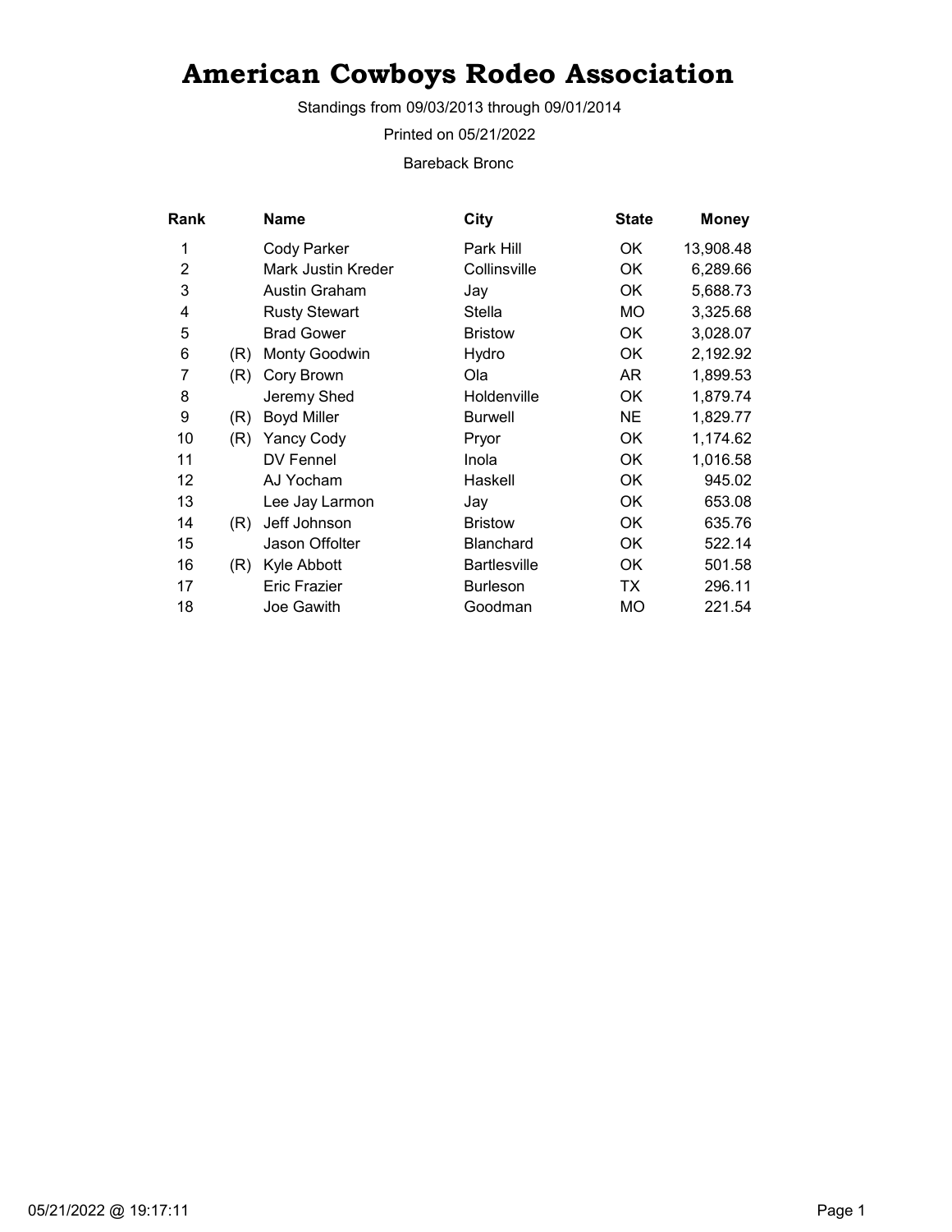# American Cowboys Rodeo Association

Standings from 09/03/2013 through 09/01/2014

Printed on 05/21/2022

Bareback Bronc

| Rank | | Name | City | State | Money |
|---|---|---|---|---|---|
| 1 | | Cody Parker | Park Hill | OK | 13,908.48 |
| 2 | | Mark Justin Kreder | Collinsville | OK | 6,289.66 |
| 3 | | Austin Graham | Jay | OK | 5,688.73 |
| 4 | | Rusty Stewart | Stella | MO | 3,325.68 |
| 5 | | Brad Gower | Bristow | OK | 3,028.07 |
| 6 | (R) | Monty Goodwin | Hydro | OK | 2,192.92 |
| 7 | (R) | Cory Brown | Ola | AR | 1,899.53 |
| 8 | | Jeremy Shed | Holdenville | OK | 1,879.74 |
| 9 | (R) | Boyd Miller | Burwell | NE | 1,829.77 |
| 10 | (R) | Yancy Cody | Pryor | OK | 1,174.62 |
| 11 | | DV Fennel | Inola | OK | 1,016.58 |
| 12 | | AJ Yocham | Haskell | OK | 945.02 |
| 13 | | Lee Jay Larmon | Jay | OK | 653.08 |
| 14 | (R) | Jeff Johnson | Bristow | OK | 635.76 |
| 15 | | Jason Offolter | Blanchard | OK | 522.14 |
| 16 | (R) | Kyle Abbott | Bartlesville | OK | 501.58 |
| 17 | | Eric Frazier | Burleson | TX | 296.11 |
| 18 | | Joe Gawith | Goodman | MO | 221.54 |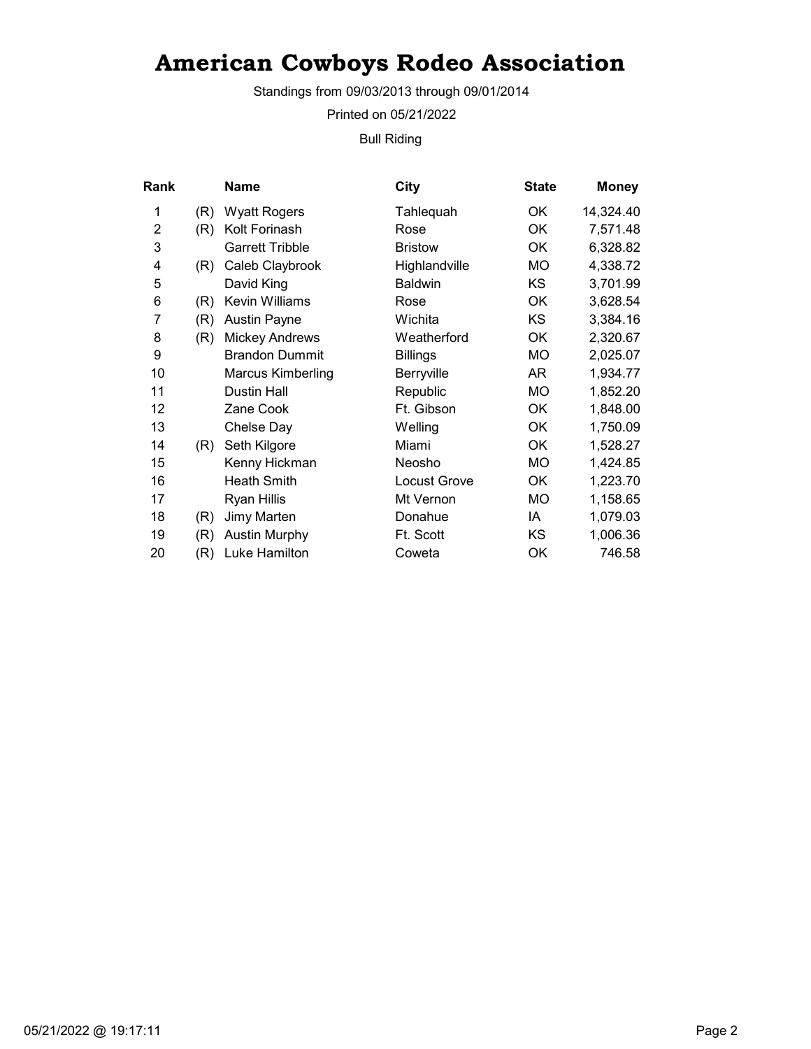# American Cowboys Rodeo Association

Standings from 09/03/2013 through 09/01/2014

Printed on 05/21/2022

Bull Riding

| Rank | | Name | City | State | Money |
|---|---|---|---|---|---|
| 1 | (R) | Wyatt Rogers | Tahlequah | OK | 14,324.40 |
| 2 | (R) | Kolt Forinash | Rose | OK | 7,571.48 |
| 3 | | Garrett Tribble | Bristow | OK | 6,328.82 |
| 4 | (R) | Caleb Claybrook | Highlandville | MO | 4,338.72 |
| 5 | | David King | Baldwin | KS | 3,701.99 |
| 6 | (R) | Kevin Williams | Rose | OK | 3,628.54 |
| 7 | (R) | Austin Payne | Wichita | KS | 3,384.16 |
| 8 | (R) | Mickey Andrews | Weatherford | OK | 2,320.67 |
| 9 | | Brandon Dummit | Billings | MO | 2,025.07 |
| 10 | | Marcus Kimberling | Berryville | AR | 1,934.77 |
| 11 | | Dustin Hall | Republic | MO | 1,852.20 |
| 12 | | Zane Cook | Ft. Gibson | OK | 1,848.00 |
| 13 | | Chelse Day | Welling | OK | 1,750.09 |
| 14 | (R) | Seth Kilgore | Miami | OK | 1,528.27 |
| 15 | | Kenny Hickman | Neosho | MO | 1,424.85 |
| 16 | | Heath Smith | Locust Grove | OK | 1,223.70 |
| 17 | | Ryan Hillis | Mt Vernon | MO | 1,158.65 |
| 18 | (R) | Jimy Marten | Donahue | IA | 1,079.03 |
| 19 | (R) | Austin Murphy | Ft. Scott | KS | 1,006.36 |
| 20 | (R) | Luke Hamilton | Coweta | OK | 746.58 |

05/21/2022 @ 19:17:11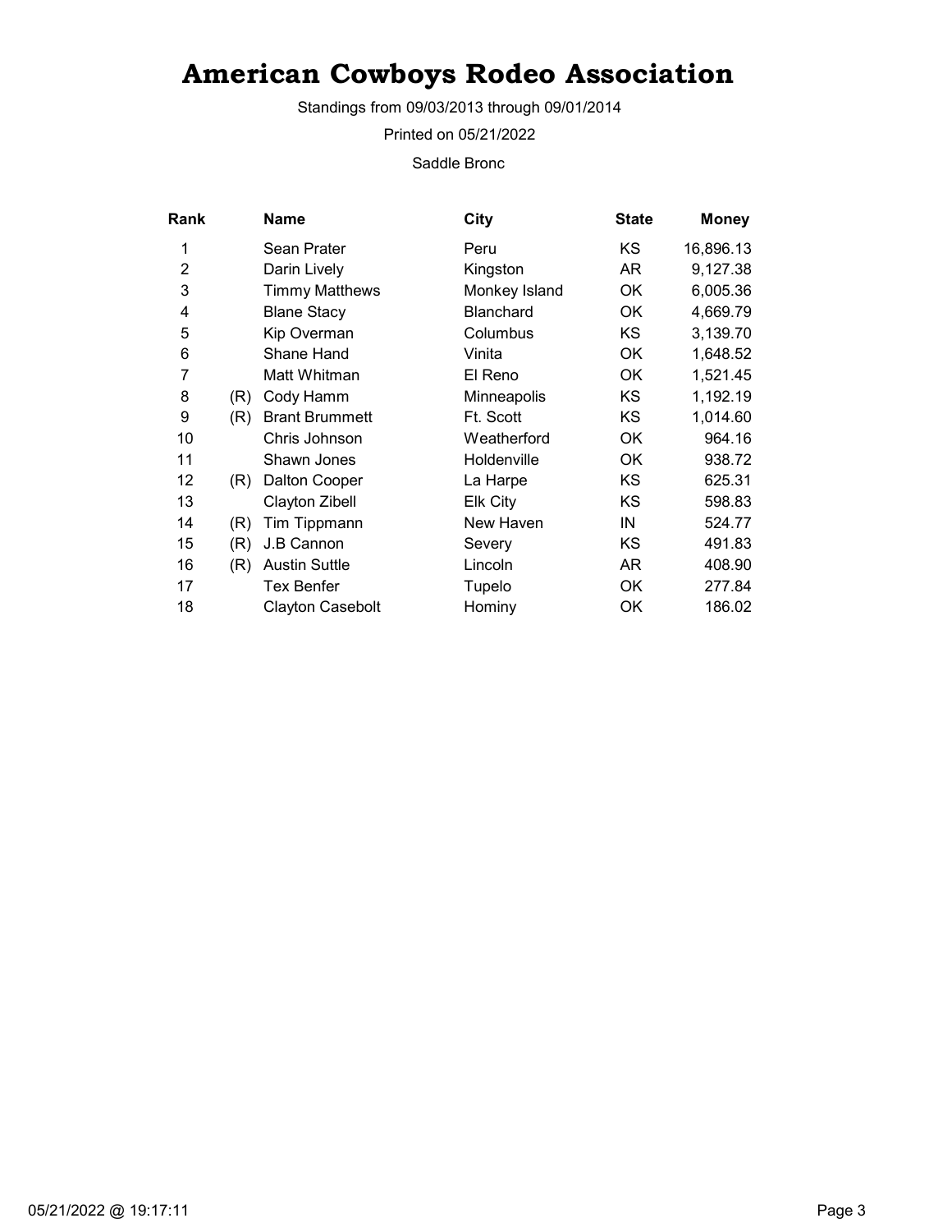# American Cowboys Rodeo Association

Standings from 09/03/2013 through 09/01/2014

Printed on 05/21/2022

Saddle Bronc

| Rank | | Name | City | State | Money |
|---|---|---|---|---|---|
| 1 | | Sean Prater | Peru | KS | 16,896.13 |
| 2 | | Darin Lively | Kingston | AR | 9,127.38 |
| 3 | | Timmy Matthews | Monkey Island | OK | 6,005.36 |
| 4 | | Blane Stacy | Blanchard | OK | 4,669.79 |
| 5 | | Kip Overman | Columbus | KS | 3,139.70 |
| 6 | | Shane Hand | Vinita | OK | 1,648.52 |
| 7 | | Matt Whitman | El Reno | OK | 1,521.45 |
| 8 | (R) | Cody Hamm | Minneapolis | KS | 1,192.19 |
| 9 | (R) | Brant Brummett | Ft. Scott | KS | 1,014.60 |
| 10 | | Chris Johnson | Weatherford | OK | 964.16 |
| 11 | | Shawn Jones | Holdenville | OK | 938.72 |
| 12 | (R) | Dalton Cooper | La Harpe | KS | 625.31 |
| 13 | | Clayton Zibell | Elk City | KS | 598.83 |
| 14 | (R) | Tim Tippmann | New Haven | IN | 524.77 |
| 15 | (R) | J.B Cannon | Severy | KS | 491.83 |
| 16 | (R) | Austin Suttle | Lincoln | AR | 408.90 |
| 17 | | Tex Benfer | Tupelo | OK | 277.84 |
| 18 | | Clayton Casebolt | Hominy | OK | 186.02 |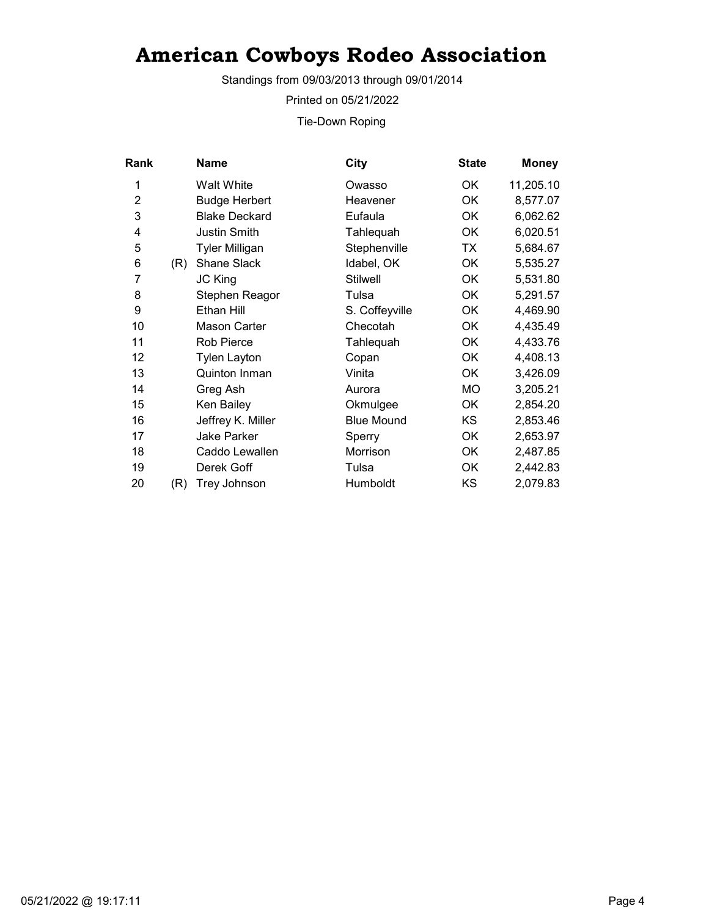# American Cowboys Rodeo Association

Standings from 09/03/2013 through 09/01/2014

Printed on 05/21/2022

Tie-Down Roping

| Rank | | Name | City | State | Money |
|---|---|---|---|---|---|
| 1 | | Walt White | Owasso | OK | 11,205.10 |
| 2 | | Budge Herbert | Heavener | OK | 8,577.07 |
| 3 | | Blake Deckard | Eufaula | OK | 6,062.62 |
| 4 | | Justin Smith | Tahlequah | OK | 6,020.51 |
| 5 | | Tyler Milligan | Stephenville | TX | 5,684.67 |
| 6 | (R) | Shane Slack | Idabel, OK | OK | 5,535.27 |
| 7 | | JC King | Stilwell | OK | 5,531.80 |
| 8 | | Stephen Reagor | Tulsa | OK | 5,291.57 |
| 9 | | Ethan Hill | S. Coffeyville | OK | 4,469.90 |
| 10 | | Mason Carter | Checotah | OK | 4,435.49 |
| 11 | | Rob Pierce | Tahlequah | OK | 4,433.76 |
| 12 | | Tylen Layton | Copan | OK | 4,408.13 |
| 13 | | Quinton Inman | Vinita | OK | 3,426.09 |
| 14 | | Greg Ash | Aurora | MO | 3,205.21 |
| 15 | | Ken Bailey | Okmulgee | OK | 2,854.20 |
| 16 | | Jeffrey K. Miller | Blue Mound | KS | 2,853.46 |
| 17 | | Jake Parker | Sperry | OK | 2,653.97 |
| 18 | | Caddo Lewallen | Morrison | OK | 2,487.85 |
| 19 | | Derek Goff | Tulsa | OK | 2,442.83 |
| 20 | (R) | Trey Johnson | Humboldt | KS | 2,079.83 |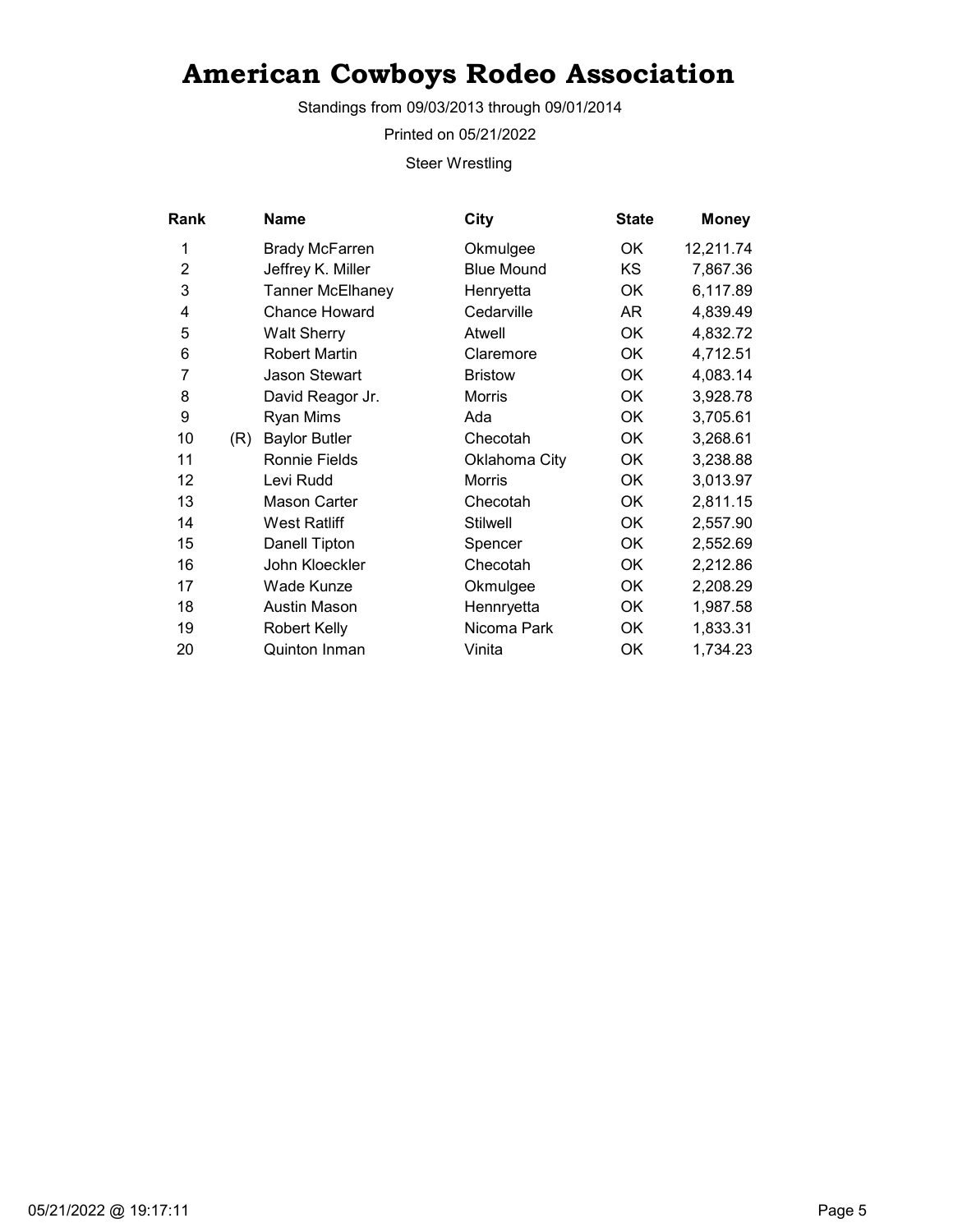# American Cowboys Rodeo Association

Standings from 09/03/2013 through 09/01/2014

Printed on 05/21/2022

Steer Wrestling

| Rank | | Name | City | State | Money |
|---|---|---|---|---|---|
| 1 | | Brady McFarren | Okmulgee | OK | 12,211.74 |
| 2 | | Jeffrey K. Miller | Blue Mound | KS | 7,867.36 |
| 3 | | Tanner McElhaney | Henryetta | OK | 6,117.89 |
| 4 | | Chance Howard | Cedarville | AR | 4,839.49 |
| 5 | | Walt Sherry | Atwell | OK | 4,832.72 |
| 6 | | Robert Martin | Claremore | OK | 4,712.51 |
| 7 | | Jason Stewart | Bristow | OK | 4,083.14 |
| 8 | | David Reagor Jr. | Morris | OK | 3,928.78 |
| 9 | | Ryan Mims | Ada | OK | 3,705.61 |
| 10 | (R) | Baylor Butler | Checotah | OK | 3,268.61 |
| 11 | | Ronnie Fields | Oklahoma City | OK | 3,238.88 |
| 12 | | Levi Rudd | Morris | OK | 3,013.97 |
| 13 | | Mason Carter | Checotah | OK | 2,811.15 |
| 14 | | West Ratliff | Stilwell | OK | 2,557.90 |
| 15 | | Danell Tipton | Spencer | OK | 2,552.69 |
| 16 | | John Kloeckler | Checotah | OK | 2,212.86 |
| 17 | | Wade Kunze | Okmulgee | OK | 2,208.29 |
| 18 | | Austin Mason | Hennryetta | OK | 1,987.58 |
| 19 | | Robert Kelly | Nicoma Park | OK | 1,833.31 |
| 20 | | Quinton Inman | Vinita | OK | 1,734.23 |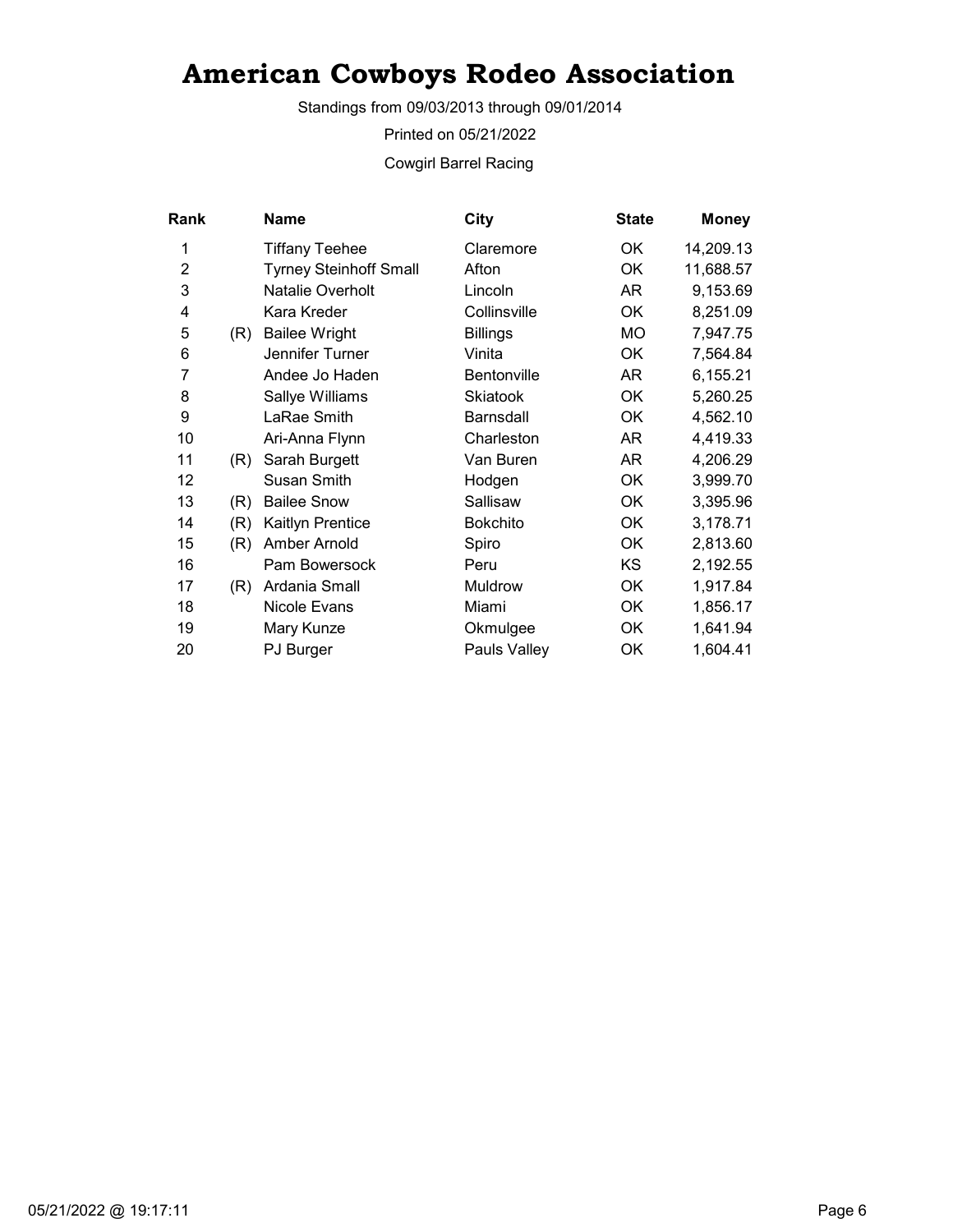# American Cowboys Rodeo Association

Standings from 09/03/2013 through 09/01/2014

Printed on 05/21/2022

Cowgirl Barrel Racing

| Rank | | Name | City | State | Money |
|---|---|---|---|---|---|
| 1 | | Tiffany Teehee | Claremore | OK | 14,209.13 |
| 2 | | Tyrney Steinhoff Small | Afton | OK | 11,688.57 |
| 3 | | Natalie Overholt | Lincoln | AR | 9,153.69 |
| 4 | | Kara Kreder | Collinsville | OK | 8,251.09 |
| 5 | (R) | Bailee Wright | Billings | MO | 7,947.75 |
| 6 | | Jennifer Turner | Vinita | OK | 7,564.84 |
| 7 | | Andee Jo Haden | Bentonville | AR | 6,155.21 |
| 8 | | Sallye Williams | Skiatook | OK | 5,260.25 |
| 9 | | LaRae Smith | Barnsdall | OK | 4,562.10 |
| 10 | | Ari-Anna Flynn | Charleston | AR | 4,419.33 |
| 11 | (R) | Sarah Burgett | Van Buren | AR | 4,206.29 |
| 12 | | Susan Smith | Hodgen | OK | 3,999.70 |
| 13 | (R) | Bailee Snow | Sallisaw | OK | 3,395.96 |
| 14 | (R) | Kaitlyn Prentice | Bokchito | OK | 3,178.71 |
| 15 | (R) | Amber Arnold | Spiro | OK | 2,813.60 |
| 16 | | Pam Bowersock | Peru | KS | 2,192.55 |
| 17 | (R) | Ardania Small | Muldrow | OK | 1,917.84 |
| 18 | | Nicole Evans | Miami | OK | 1,856.17 |
| 19 | | Mary Kunze | Okmulgee | OK | 1,641.94 |
| 20 | | PJ Burger | Pauls Valley | OK | 1,604.41 |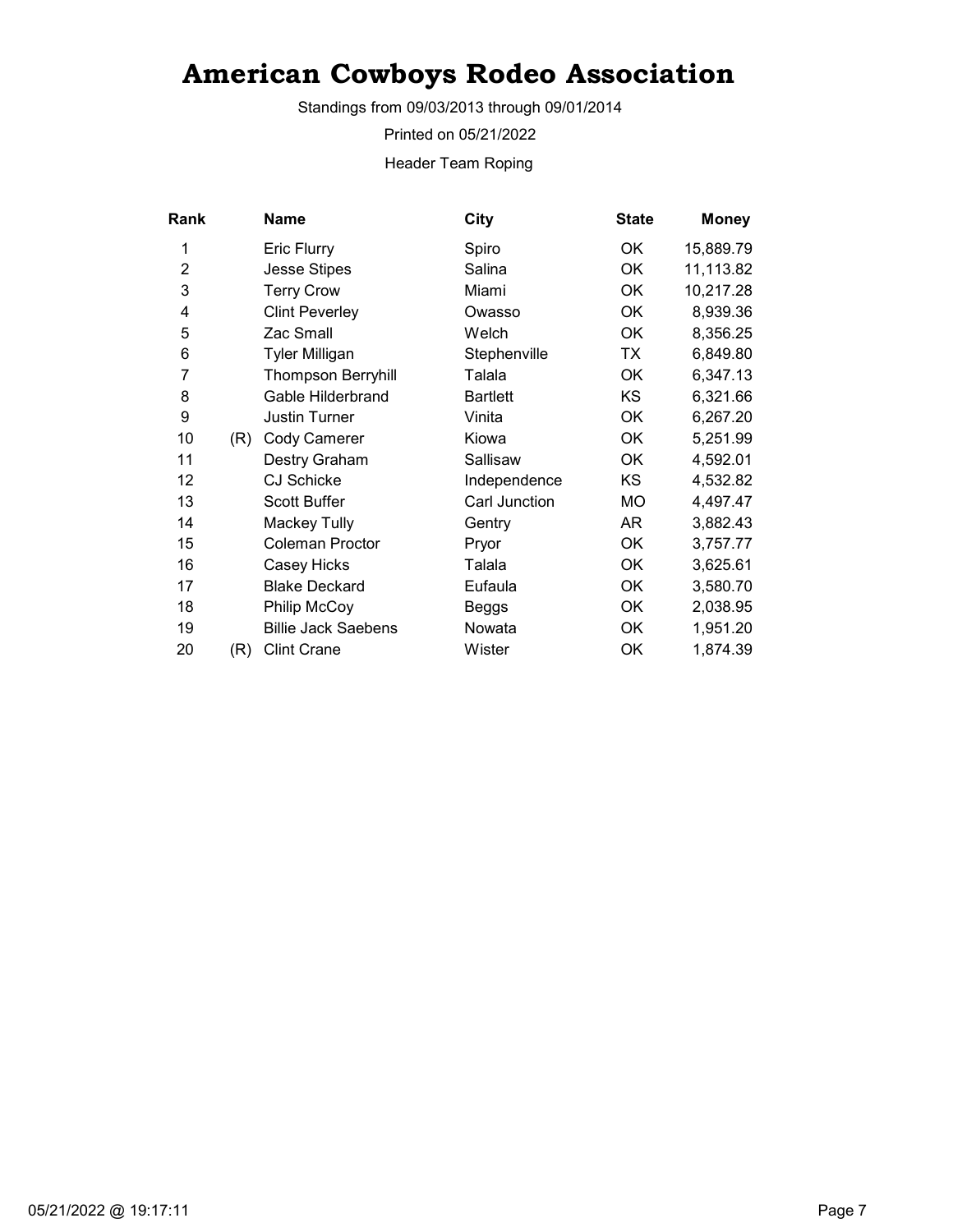# American Cowboys Rodeo Association

Standings from 09/03/2013 through 09/01/2014

Printed on 05/21/2022

Header Team Roping

| Rank | | Name | City | State | Money |
|---|---|---|---|---|---|
| 1 | | Eric Flurry | Spiro | OK | 15,889.79 |
| 2 | | Jesse Stipes | Salina | OK | 11,113.82 |
| 3 | | Terry Crow | Miami | OK | 10,217.28 |
| 4 | | Clint Peverley | Owasso | OK | 8,939.36 |
| 5 | | Zac Small | Welch | OK | 8,356.25 |
| 6 | | Tyler Milligan | Stephenville | TX | 6,849.80 |
| 7 | | Thompson Berryhill | Talala | OK | 6,347.13 |
| 8 | | Gable Hilderbrand | Bartlett | KS | 6,321.66 |
| 9 | | Justin Turner | Vinita | OK | 6,267.20 |
| 10 | (R) | Cody Camerer | Kiowa | OK | 5,251.99 |
| 11 | | Destry Graham | Sallisaw | OK | 4,592.01 |
| 12 | | CJ Schicke | Independence | KS | 4,532.82 |
| 13 | | Scott Buffer | Carl Junction | MO | 4,497.47 |
| 14 | | Mackey Tully | Gentry | AR | 3,882.43 |
| 15 | | Coleman Proctor | Pryor | OK | 3,757.77 |
| 16 | | Casey Hicks | Talala | OK | 3,625.61 |
| 17 | | Blake Deckard | Eufaula | OK | 3,580.70 |
| 18 | | Philip McCoy | Beggs | OK | 2,038.95 |
| 19 | | Billie Jack Saebens | Nowata | OK | 1,951.20 |
| 20 | (R) | Clint Crane | Wister | OK | 1,874.39 |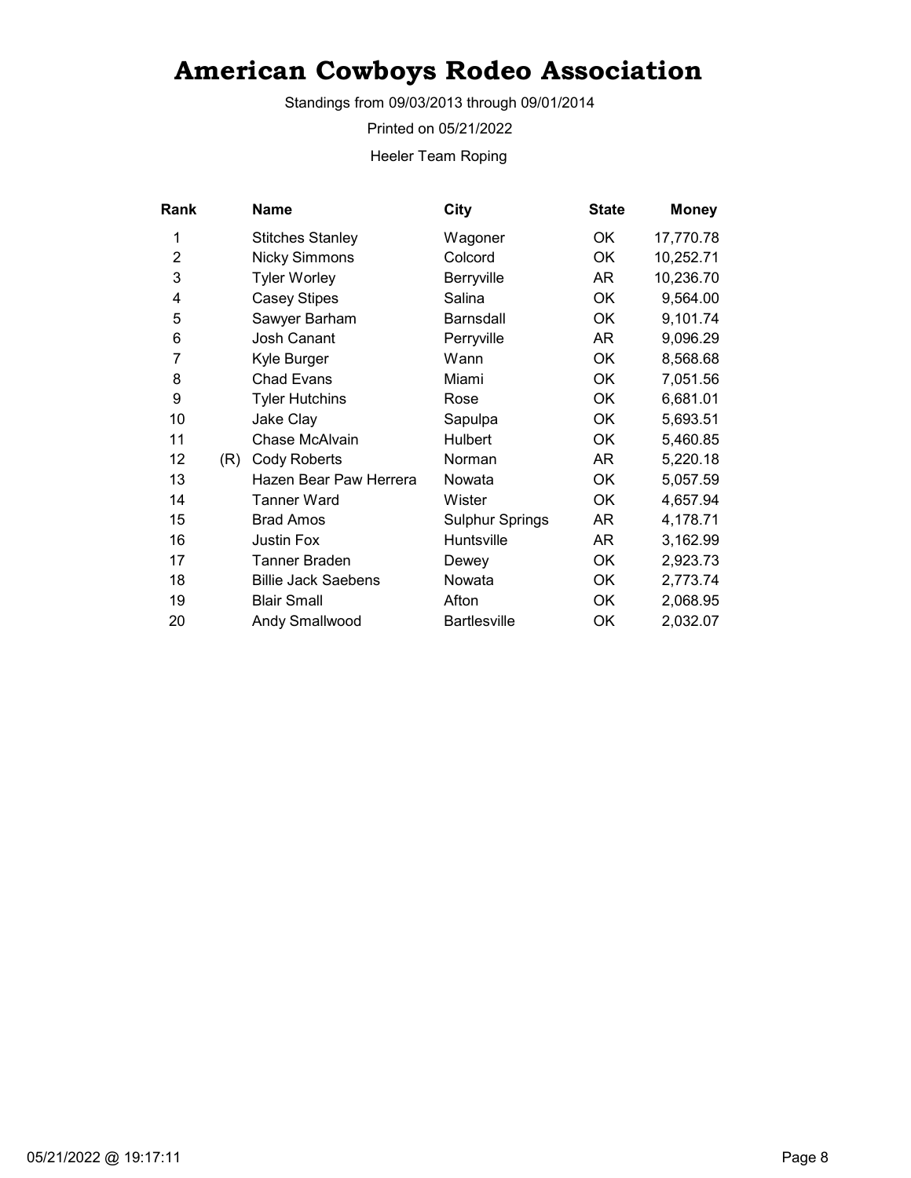# American Cowboys Rodeo Association

Standings from 09/03/2013 through 09/01/2014

Printed on 05/21/2022

Heeler Team Roping

| Rank | | Name | City | State | Money |
|---|---|---|---|---|---|
| 1 | | Stitches Stanley | Wagoner | OK | 17,770.78 |
| 2 | | Nicky Simmons | Colcord | OK | 10,252.71 |
| 3 | | Tyler Worley | Berryville | AR | 10,236.70 |
| 4 | | Casey Stipes | Salina | OK | 9,564.00 |
| 5 | | Sawyer Barham | Barnsdall | OK | 9,101.74 |
| 6 | | Josh Canant | Perryville | AR | 9,096.29 |
| 7 | | Kyle Burger | Wann | OK | 8,568.68 |
| 8 | | Chad Evans | Miami | OK | 7,051.56 |
| 9 | | Tyler Hutchins | Rose | OK | 6,681.01 |
| 10 | | Jake Clay | Sapulpa | OK | 5,693.51 |
| 11 | | Chase McAlvain | Hulbert | OK | 5,460.85 |
| 12 | (R) | Cody Roberts | Norman | AR | 5,220.18 |
| 13 | | Hazen Bear Paw Herrera | Nowata | OK | 5,057.59 |
| 14 | | Tanner Ward | Wister | OK | 4,657.94 |
| 15 | | Brad Amos | Sulphur Springs | AR | 4,178.71 |
| 16 | | Justin Fox | Huntsville | AR | 3,162.99 |
| 17 | | Tanner Braden | Dewey | OK | 2,923.73 |
| 18 | | Billie Jack Saebens | Nowata | OK | 2,773.74 |
| 19 | | Blair Small | Afton | OK | 2,068.95 |
| 20 | | Andy Smallwood | Bartlesville | OK | 2,032.07 |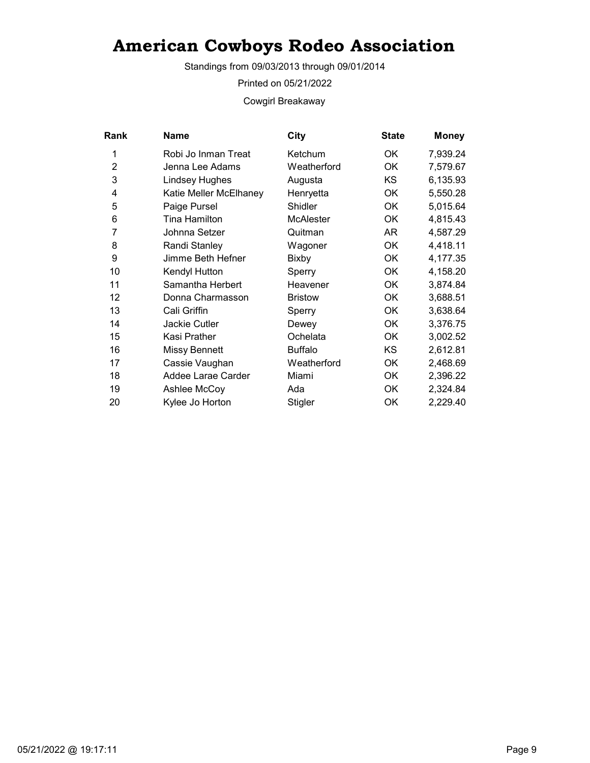# American Cowboys Rodeo Association

Standings from 09/03/2013 through 09/01/2014

Printed on 05/21/2022

Cowgirl Breakaway

| Rank | Name | City | State | Money |
|---|---|---|---|---|
| 1 | Robi Jo Inman Treat | Ketchum | OK | 7,939.24 |
| 2 | Jenna Lee Adams | Weatherford | OK | 7,579.67 |
| 3 | Lindsey Hughes | Augusta | KS | 6,135.93 |
| 4 | Katie Meller McElhaney | Henryetta | OK | 5,550.28 |
| 5 | Paige Pursel | Shidler | OK | 5,015.64 |
| 6 | Tina Hamilton | McAlester | OK | 4,815.43 |
| 7 | Johnna Setzer | Quitman | AR | 4,587.29 |
| 8 | Randi Stanley | Wagoner | OK | 4,418.11 |
| 9 | Jimme Beth Hefner | Bixby | OK | 4,177.35 |
| 10 | Kendyl Hutton | Sperry | OK | 4,158.20 |
| 11 | Samantha Herbert | Heavener | OK | 3,874.84 |
| 12 | Donna Charmasson | Bristow | OK | 3,688.51 |
| 13 | Cali Griffin | Sperry | OK | 3,638.64 |
| 14 | Jackie Cutler | Dewey | OK | 3,376.75 |
| 15 | Kasi Prather | Ochelata | OK | 3,002.52 |
| 16 | Missy Bennett | Buffalo | KS | 2,612.81 |
| 17 | Cassie Vaughan | Weatherford | OK | 2,468.69 |
| 18 | Addee Larae Carder | Miami | OK | 2,396.22 |
| 19 | Ashlee McCoy | Ada | OK | 2,324.84 |
| 20 | Kylee Jo Horton | Stigler | OK | 2,229.40 |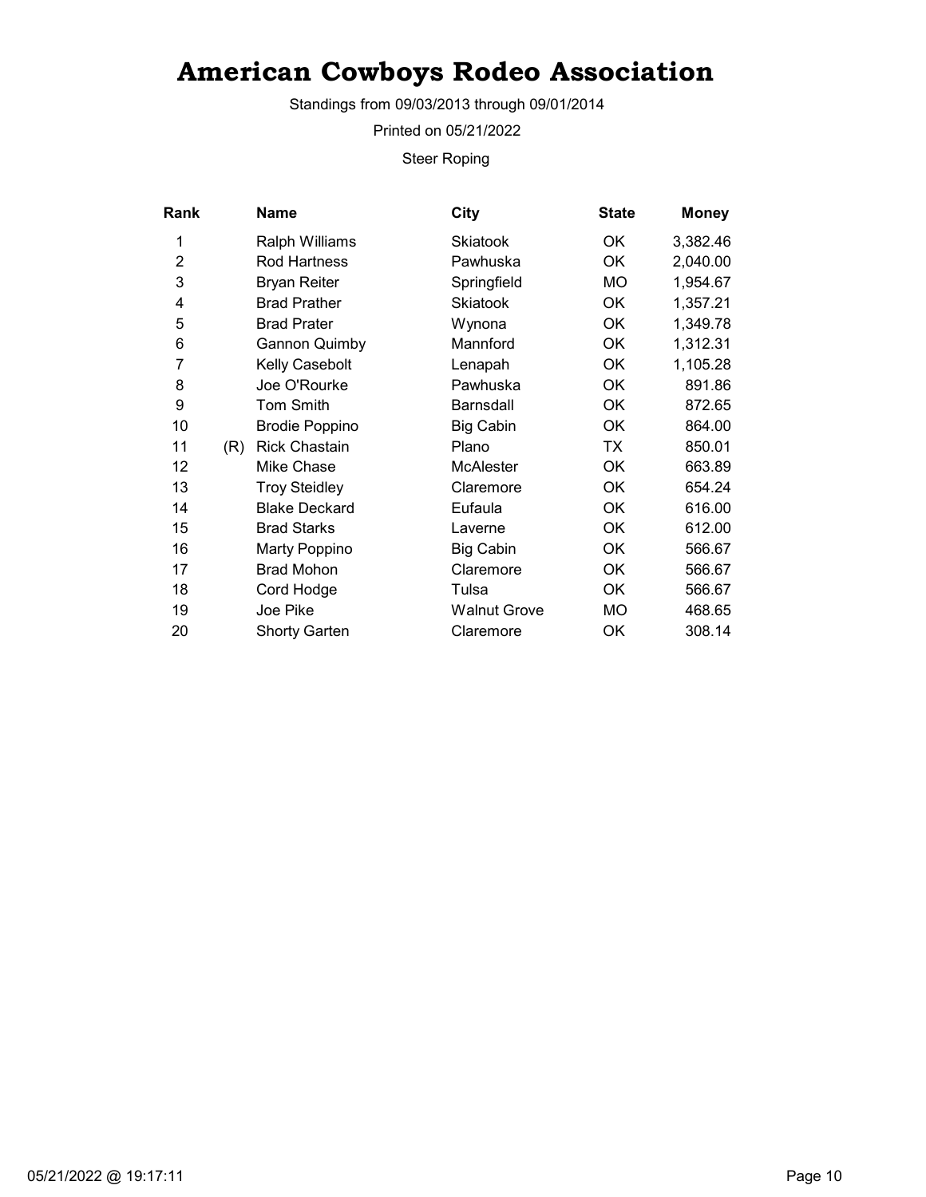# American Cowboys Rodeo Association

Standings from 09/03/2013 through 09/01/2014

Printed on 05/21/2022

Steer Roping

| Rank | | Name | City | State | Money |
|---|---|---|---|---|---|
| 1 | | Ralph Williams | Skiatook | OK | 3,382.46 |
| 2 | | Rod Hartness | Pawhuska | OK | 2,040.00 |
| 3 | | Bryan Reiter | Springfield | MO | 1,954.67 |
| 4 | | Brad Prather | Skiatook | OK | 1,357.21 |
| 5 | | Brad Prater | Wynona | OK | 1,349.78 |
| 6 | | Gannon Quimby | Mannford | OK | 1,312.31 |
| 7 | | Kelly Casebolt | Lenapah | OK | 1,105.28 |
| 8 | | Joe O'Rourke | Pawhuska | OK | 891.86 |
| 9 | | Tom Smith | Barnsdall | OK | 872.65 |
| 10 | | Brodie Poppino | Big Cabin | OK | 864.00 |
| 11 | (R) | Rick Chastain | Plano | TX | 850.01 |
| 12 | | Mike Chase | McAlester | OK | 663.89 |
| 13 | | Troy Steidley | Claremore | OK | 654.24 |
| 14 | | Blake Deckard | Eufaula | OK | 616.00 |
| 15 | | Brad Starks | Laverne | OK | 612.00 |
| 16 | | Marty Poppino | Big Cabin | OK | 566.67 |
| 17 | | Brad Mohon | Claremore | OK | 566.67 |
| 18 | | Cord Hodge | Tulsa | OK | 566.67 |
| 19 | | Joe Pike | Walnut Grove | MO | 468.65 |
| 20 | | Shorty Garten | Claremore | OK | 308.14 |